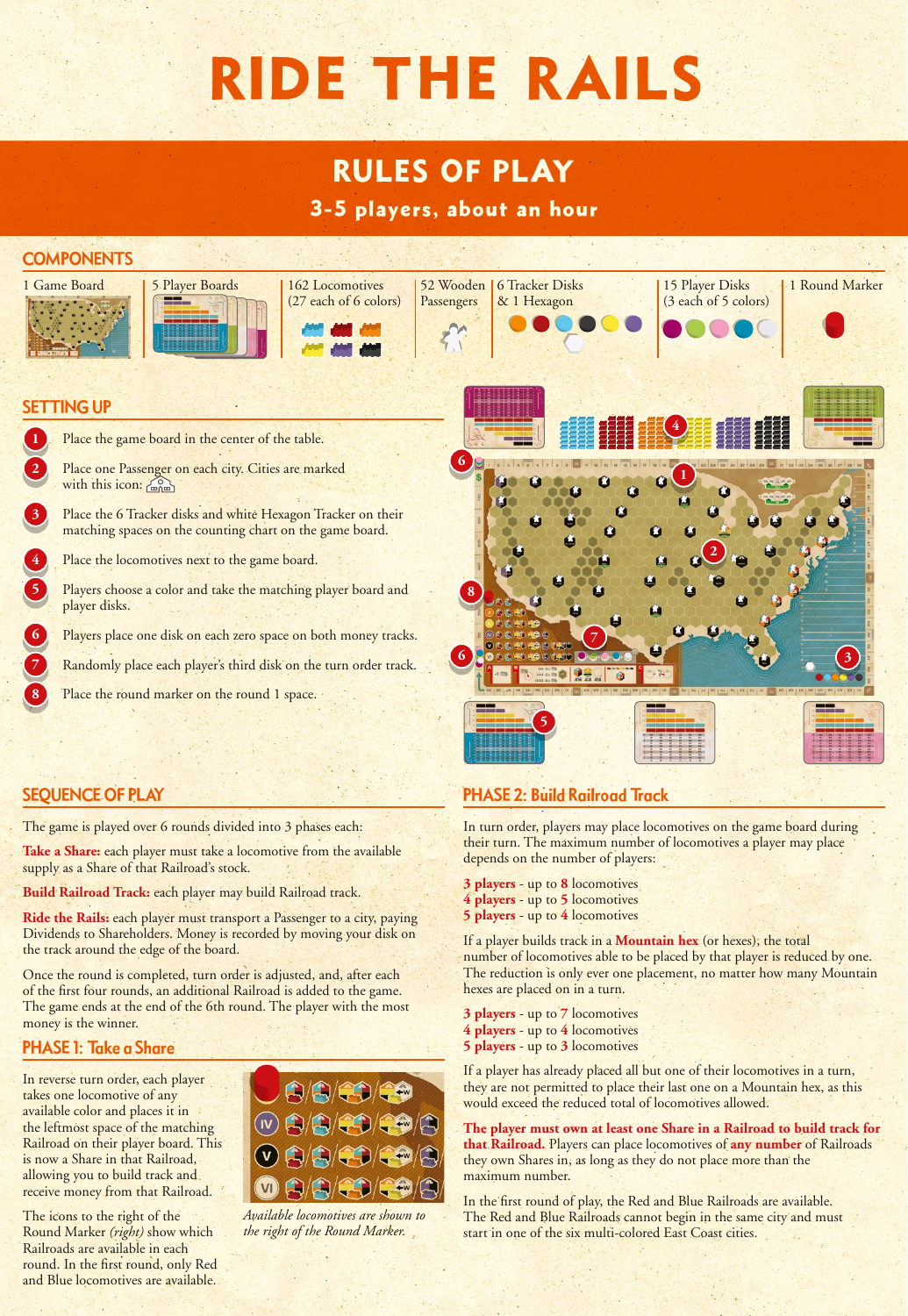# RIDE THE RAILS

## RULES OF PLAY

### 3-5 players, about an hour

## COMPONENTS

- 1 Game Board
- 5 Player Boards
- 162 Locomotives (27 each of 6 colors)
- 52 Wooden Passengers
- 6 Tracker Disks & 1 Hexagon
- 15 Player Disks (3 each of 5 colors)
- 1 Round Marker

## SETTING UP

1. Place the game board in the center of the table.
2. Place one Passenger on each city. Cities are marked with this icon:
3. Place the 6 Tracker disks and white Hexagon Tracker on their matching spaces on the counting chart on the game board.
4. Place the locomotives next to the game board.
5. Players choose a color and take the matching player board and player disks.
6. Players place one disk on each zero space on both money tracks.
7. Randomly place each player's third disk on the turn order track.
8. Place the round marker on the round 1 space.

## SEQUENCE OF PLAY

The game is played over 6 rounds divided into 3 phases each:

**Take a Share:** each player must take a locomotive from the available supply as a Share of that Railroad's stock.

**Build Railroad Track:** each player may build Railroad track.

**Ride the Rails:** each player must transport a Passenger to a city, paying Dividends to Shareholders. Money is recorded by moving your disk on the track around the edge of the board.

Once the round is completed, turn order is adjusted, and, after each of the first four rounds, an additional Railroad is added to the game. The game ends at the end of the 6th round. The player with the most money is the winner.

## PHASE 1: Take a Share

In reverse turn order, each player takes one locomotive of any available color and places it in the leftmost space of the matching Railroad on their player board. This is now a Share in that Railroad, allowing you to build track and receive money from that Railroad.

The icons to the right of the Round Marker *(right)* show which Railroads are available in each round. In the first round, only Red and Blue locomotives are available.

*Available locomotives are shown to the right of the Round Marker.*

## PHASE 2: Build Railroad Track

In turn order, players may place locomotives on the game board during their turn. The maximum number of locomotives a player may place depends on the number of players:

- **3 players** - up to **8** locomotives
- **4 players** - up to **5** locomotives
- **5 players** - up to **4** locomotives

If a player builds track in a **Mountain hex** (or hexes), the total number of locomotives able to be placed by that player is reduced by one. The reduction is only ever one placement, no matter how many Mountain hexes are placed on in a turn.

- **3 players** - up to **7** locomotives
- **4 players** - up to **4** locomotives
- **5 players** - up to **3** locomotives

If a player has already placed all but one of their locomotives in a turn, they are not permitted to place their last one on a Mountain hex, as this would exceed the reduced total of locomotives allowed.

**The player must own at least one Share in a Railroad to build track for that Railroad.** Players can place locomotives of **any number** of Railroads they own Shares in, as long as they do not place more than the maximum number.

In the first round of play, the Red and Blue Railroads are available. The Red and Blue Railroads cannot begin in the same city and must start in one of the six multi-colored East Coast cities.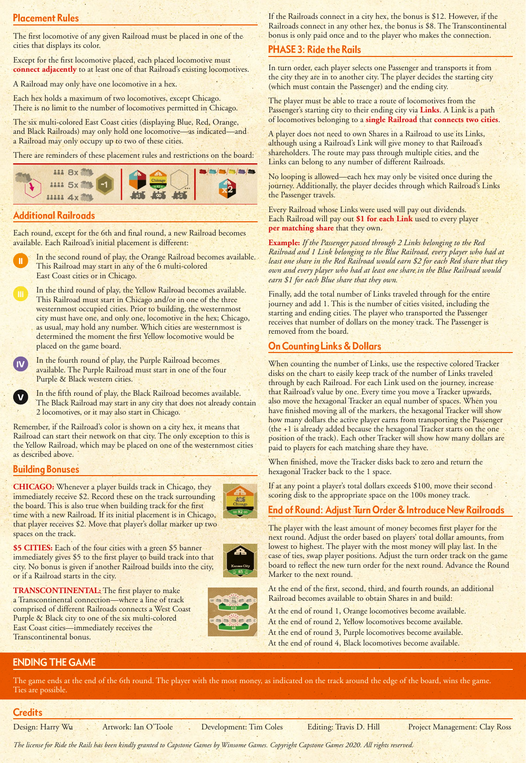## Placement Rules

The first locomotive of any given Railroad must be placed in one of the cities that displays its color.

Except for the first locomotive placed, each placed locomotive must **connect adjacently** to at least one of that Railroad's existing locomotives.

A Railroad may only have one locomotive in a hex.

Each hex holds a maximum of two locomotives, except Chicago. There is no limit to the number of locomotives permitted in Chicago.

The six multi-colored East Coast cities (displaying Blue, Red, Orange, and Black Railroads) may only hold one locomotive—as indicated—and a Railroad may only occupy up to two of these cities.

There are reminders of these placement rules and restrictions on the board:

8x
5x
4x
-1
Chicago
x1
∞
x2
x2

## Additional Railroads

Each round, except for the 6th and final round, a new Railroad becomes available. Each Railroad's initial placement is different:

- **II** In the second round of play, the Orange Railroad becomes available. This Railroad may start in any of the 6 multi-colored East Coast cities or in Chicago.
- **III** In the third round of play, the Yellow Railroad becomes available. This Railroad must start in Chicago and/or in one of the three westernmost occupied cities. Prior to building, the westernmost city must have one, and only one, locomotive in the hex; Chicago, as usual, may hold any number. Which cities are westernmost is determined the moment the first Yellow locomotive would be placed on the game board.
- **IV** In the fourth round of play, the Purple Railroad becomes available. The Purple Railroad must start in one of the four Purple & Black western cities.
- **V** In the fifth round of play, the Black Railroad becomes available. The Black Railroad may start in any city that does not already contain 2 locomotives, or it may also start in Chicago.

Remember, if the Railroad's color is shown on a city hex, it means that Railroad can start their network on that city. The only exception to this is the Yellow Railroad, which may be placed on one of the westernmost cities as described above.

## Building Bonuses

**CHICAGO:** Whenever a player builds track in Chicago, they immediately receive $2. Record these on the track surrounding the board. This is also true when building track for the first time with a new Railroad. If its initial placement is in Chicago, that player receives $2. Move that player's dollar marker up two spaces on the track.

**$5 CITIES:** Each of the four cities with a green $5 banner immediately gives $5 to the first player to build track into that city. No bonus is given if another Railroad builds into the city, or if a Railroad starts in the city.

**TRANSCONTINENTAL:** The first player to make a Transcontinental connection—where a line of track comprised of different Railroads connects a West Coast Purple & Black city to one of the six multi-colored East Coast cities—immediately receives the Transcontinental bonus.

If the Railroads connect in a city hex, the bonus is $12. However, if the Railroads connect in any other hex, the bonus is $8. The Transcontinental bonus is only paid once and to the player who makes the connection.

## PHASE 3: Ride the Rails

In turn order, each player selects one Passenger and transports it from the city they are in to another city. The player decides the starting city (which must contain the Passenger) and the ending city.

The player must be able to trace a route of locomotives from the Passenger's starting city to their ending city via **Links**. A Link is a path of locomotives belonging to a **single Railroad** that **connects two cities**.

A player does not need to own Shares in a Railroad to use its Links, although using a Railroad's Link will give money to that Railroad's shareholders. The route may pass through multiple cities, and the Links can belong to any number of different Railroads.

No looping is allowed—each hex may only be visited once during the journey. Additionally, the player decides through which Railroad's Links the Passenger travels.

Every Railroad whose Links were used will pay out dividends. Each Railroad will pay out **$1 for each Link** used to every player **per matching share** that they own.

**Example:** *If the Passenger passed through 2 Links belonging to the Red Railroad and 1 Link belonging to the Blue Railroad, every player who had at least one share in the Red Railroad would earn $2 for each Red share that they own and every player who had at least one share in the Blue Railroad would earn $1 for each Blue share that they own.*

Finally, add the total number of Links traveled through for the entire journey and add 1. This is the number of cities visited, including the starting and ending cities. The player who transported the Passenger receives that number of dollars on the money track. The Passenger is removed from the board.

## On Counting Links & Dollars

When counting the number of Links, use the respective colored Tracker disks on the chart to easily keep track of the number of Links traveled through by each Railroad. For each Link used on the journey, increase that Railroad's value by one. Every time you move a Tracker upwards, also move the hexagonal Tracker an equal number of spaces. When you have finished moving all of the markers, the hexagonal Tracker will show how many dollars the active player earns from transporting the Passenger (the +1 is already added because the hexagonal Tracker starts on the one position of the track). Each other Tracker will show how many dollars are paid to players for each matching share they have.

When finished, move the Tracker disks back to zero and return the hexagonal Tracker back to the 1 space.

If at any point a player's total dollars exceeds $100, move their second scoring disk to the appropriate space on the 100s money track.

## End of Round: Adjust Turn Order & Introduce New Railroads

The player with the least amount of money becomes first player for the next round. Adjust the order based on players' total dollar amounts, from lowest to highest. The player with the most money will play last. In the case of ties, swap player positions. Adjust the turn order track on the game board to reflect the new turn order for the next round. Advance the Round Marker to the next round.

At the end of the first, second, third, and fourth rounds, an additional Railroad becomes available to obtain Shares in and build:

At the end of round 1, Orange locomotives become available.
At the end of round 2, Yellow locomotives become available.
At the end of round 3, Purple locomotives become available.
At the end of round 4, Black locomotives become available.

## ENDING THE GAME

The game ends at the end of the 6th round. The player with the most money, as indicated on the track around the edge of the board, wins the game. Ties are possible.

## Credits

Design: Harry Wu     Artwork: Ian O'Toole     Development: Tim Coles     Editing: Travis D. Hill     Project Management: Clay Ross

*The license for Ride the Rails has been kindly granted to Capstone Games by Winsome Games. Copyright Capstone Games 2020. All rights reserved.*